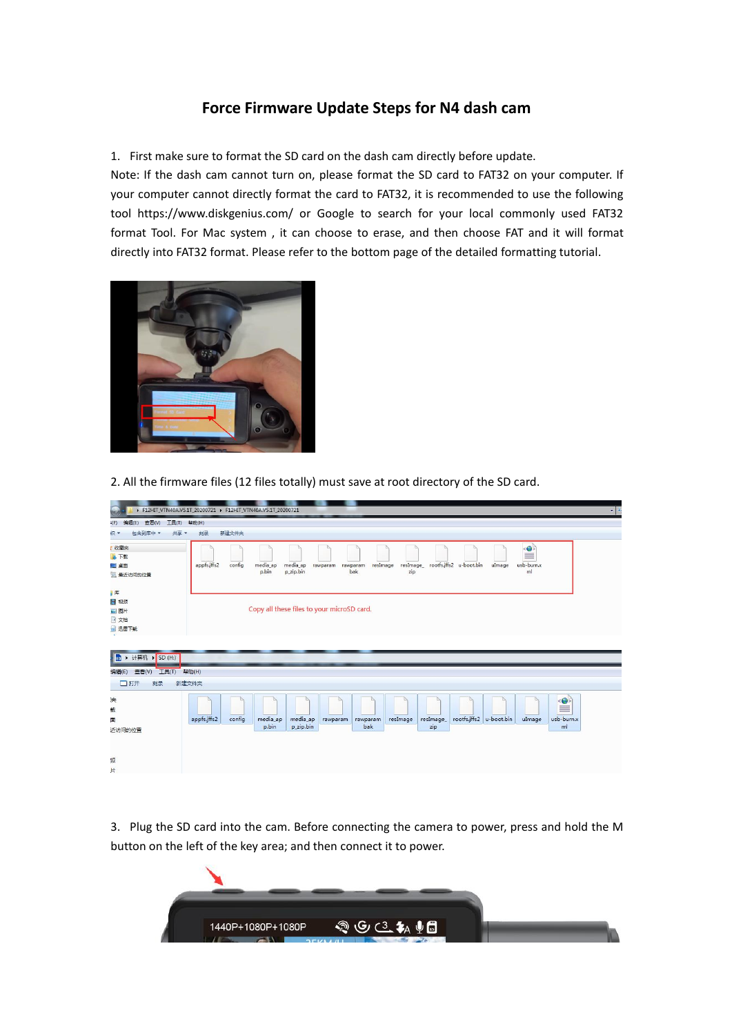# Force Firmware Update Steps for N4 dash cam

1. First make sure to format the SD card on the dash cam directly before update.

Note: If the dash cam cannot turn on, please format the SD card to FAT32 on your computer. If your computer cannot directly format the card to FAT32, it is recommended to use the following tool https://www.diskgenius.com/ or Google to search for your local commonly used FAT32 format Tool. For Mac system , it can choose to erase, and then choose FAT and it will format directly into FAT32 format. Please refer to the bottom page of the detailed formatting tutorial.

2. All the firmware files (12 files totally) must save at root directory of the SD card.

3. Plug the SD card into the cam. Before connecting the camera to power, press and hold the M button on the left of the key area; and then connect it to power.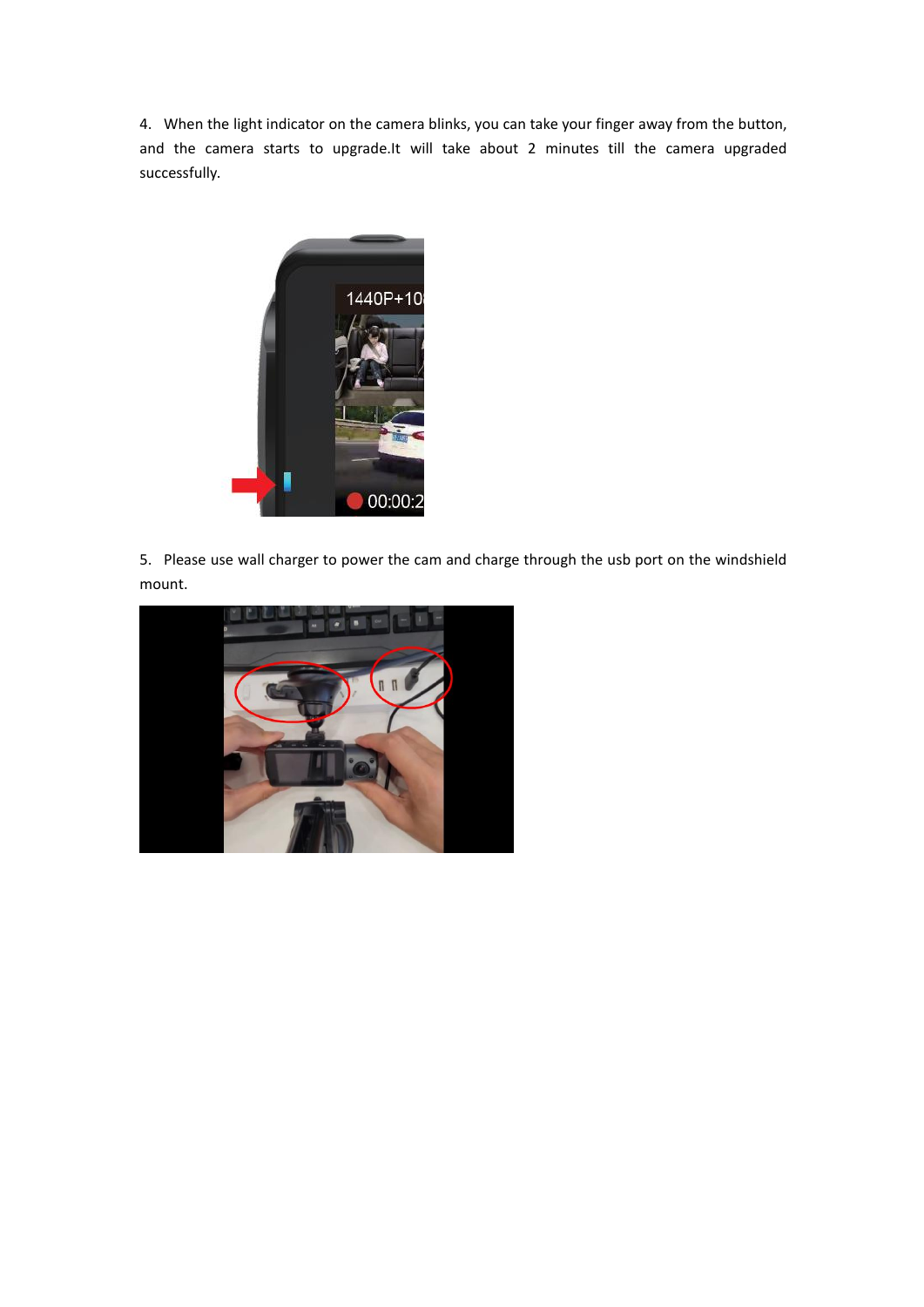4. When the light indicator on the camera blinks, you can take your finger away from the button, and the camera starts to upgrade.It will take about 2 minutes till the camera upgraded successfully.

5. Please use wall charger to power the cam and charge through the usb port on the windshield mount.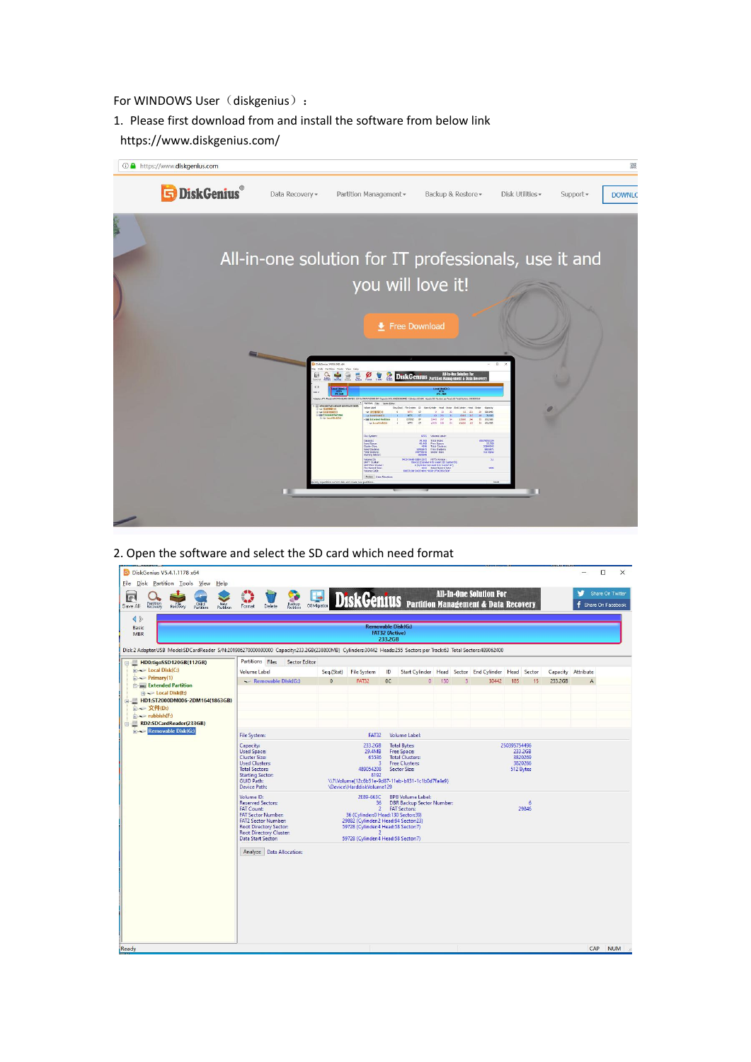For WINDOWS User（diskgenius）：

1. Please first download from and install the software from below link
   https://www.diskgenius.com/

2. Open the software and select the SD card which need format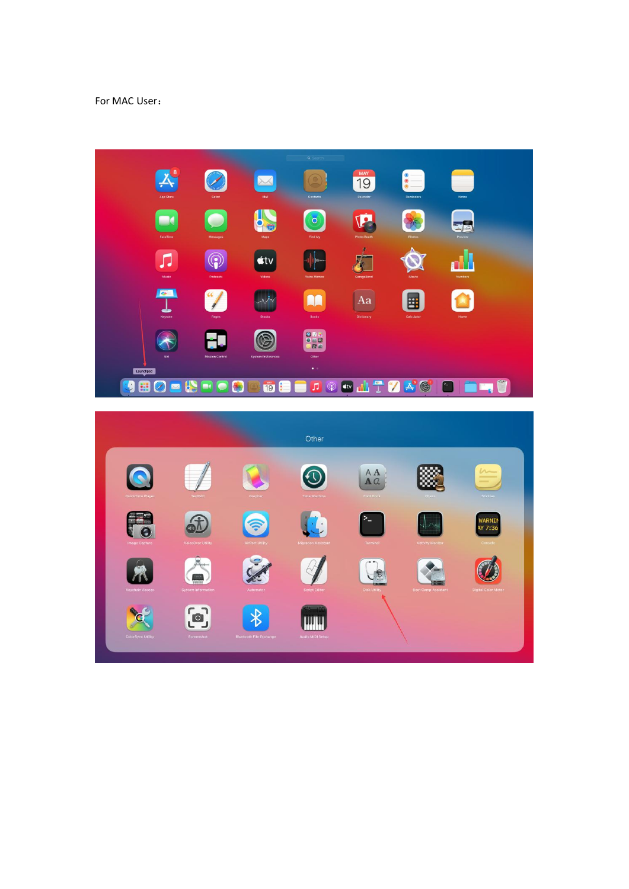For MAC User：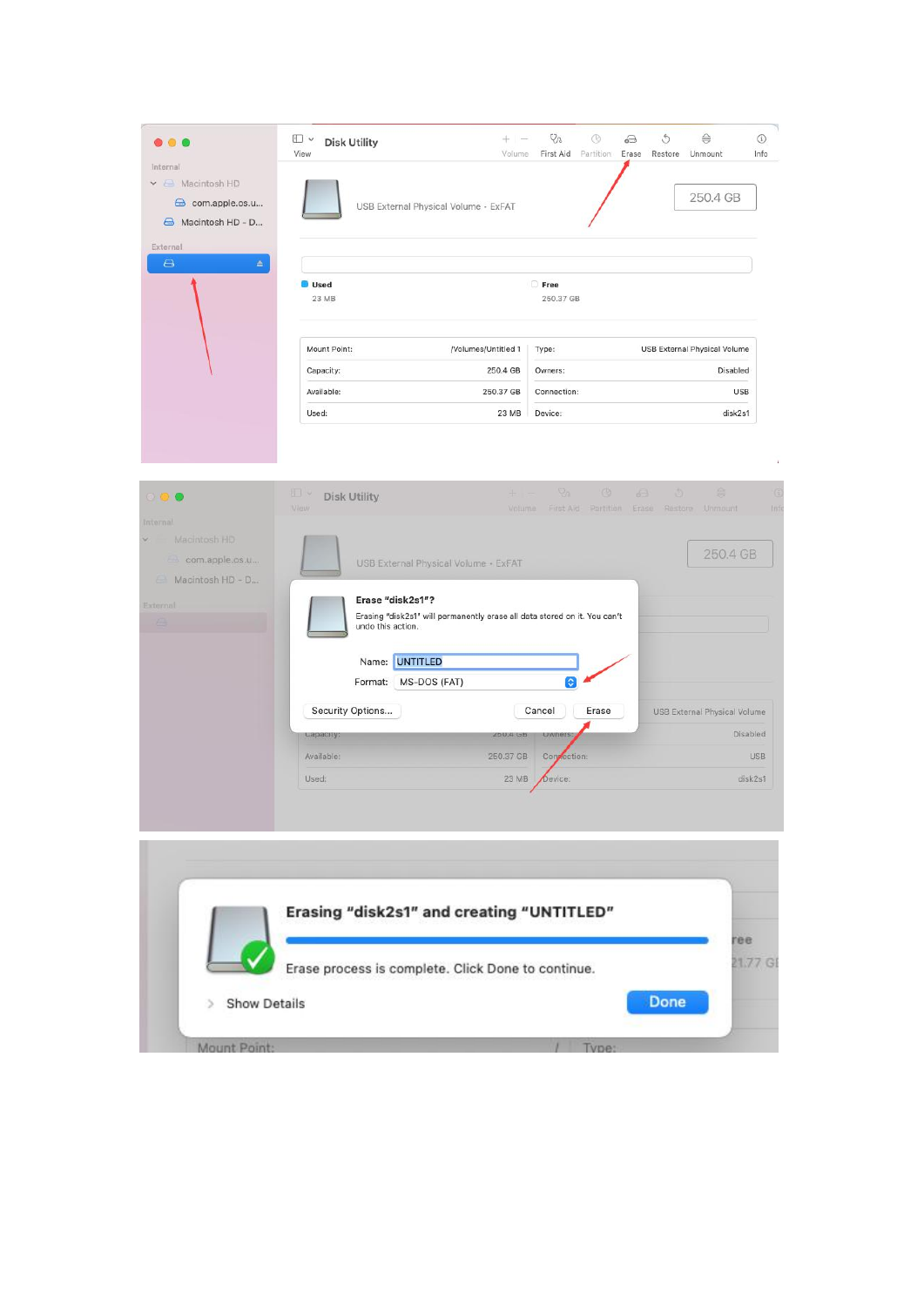Disk Utility

View | Volume | First Aid | Partition | Erase | Restore | Unmount | Info

Internal

- Macintosh HD
  - com.apple.os.u...
  - Macintosh HD - D...

External

USB External Physical Volume • ExFAT

250.4 GB

Used: 23 MB

Free: 250.37 GB

| | | | |
|---|---|---|---|
| Mount Point: | /Volumes/Untitled 1 | Type: | USB External Physical Volume |
| Capacity: | 250.4 GB | Owners: | Disabled |
| Available: | 250.37 GB | Connection: | USB |
| Used: | 23 MB | Device: | disk2s1 |

**Erase "disk2s1"?**

Erasing "disk2s1" will permanently erase all data stored on it. You can't undo this action.

Name: UNTITLED

Format: MS-DOS (FAT)

Security Options... | Cancel | Erase

**Erasing "disk2s1" and creating "UNTITLED"**

Erase process is complete. Click Done to continue.

Show Details | Done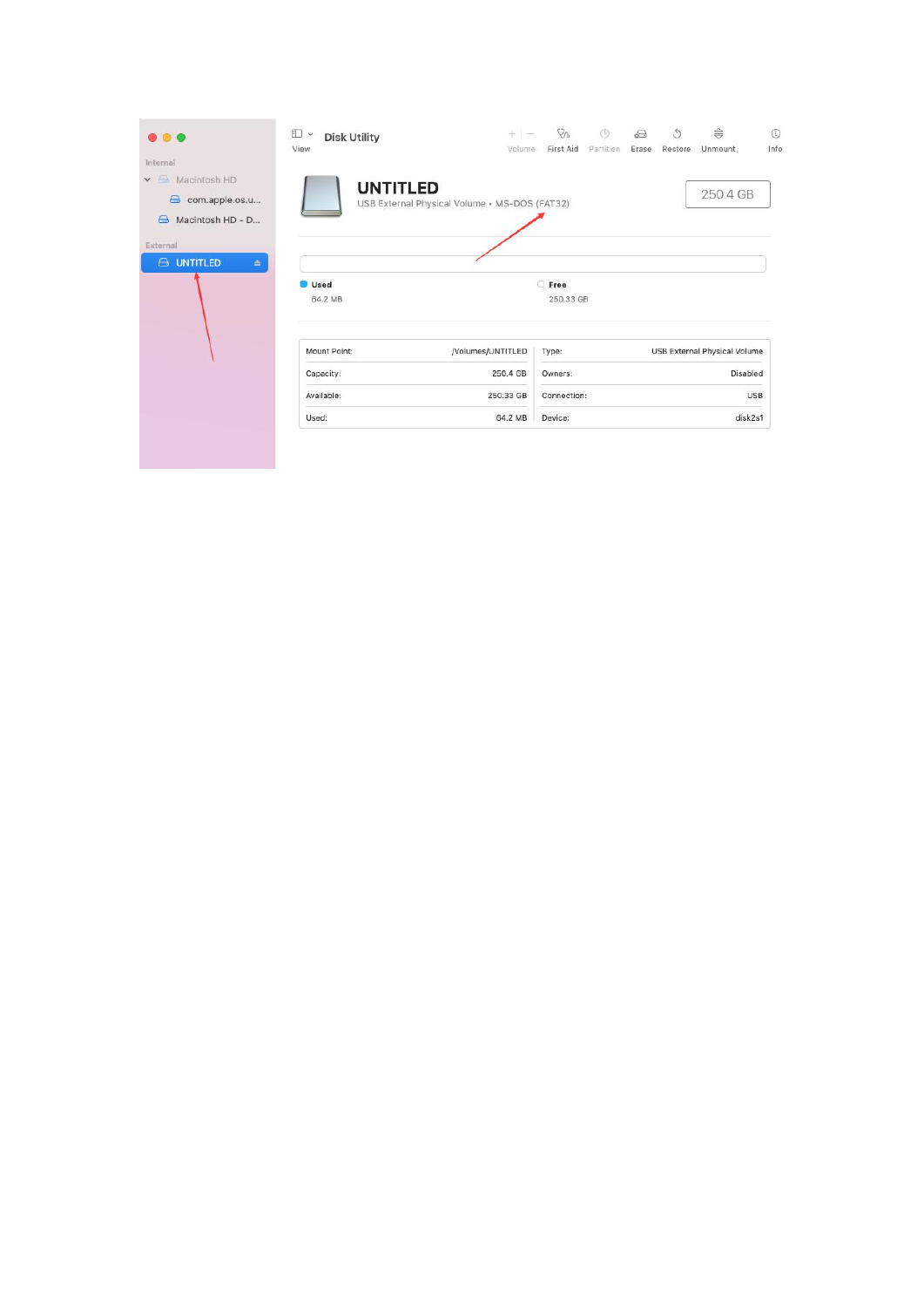Disk Utility

View

Volume First Aid Partition Erase Restore Unmount Info

Internal

Macintosh HD

com.apple.os.u...

Macintosh HD - D...

External

UNTITLED

UNTITLED

USB External Physical Volume • MS-DOS (FAT32)

250.4 GB

Used

64.2 MB

Free

250.33 GB

| | | | |
|---|---|---|---|
| Mount Point: | /Volumes/UNTITLED | Type: | USB External Physical Volume |
| Capacity: | 250.4 GB | Owners: | Disabled |
| Available: | 250.33 GB | Connection: | USB |
| Used: | 64.2 MB | Device: | disk2s1 |